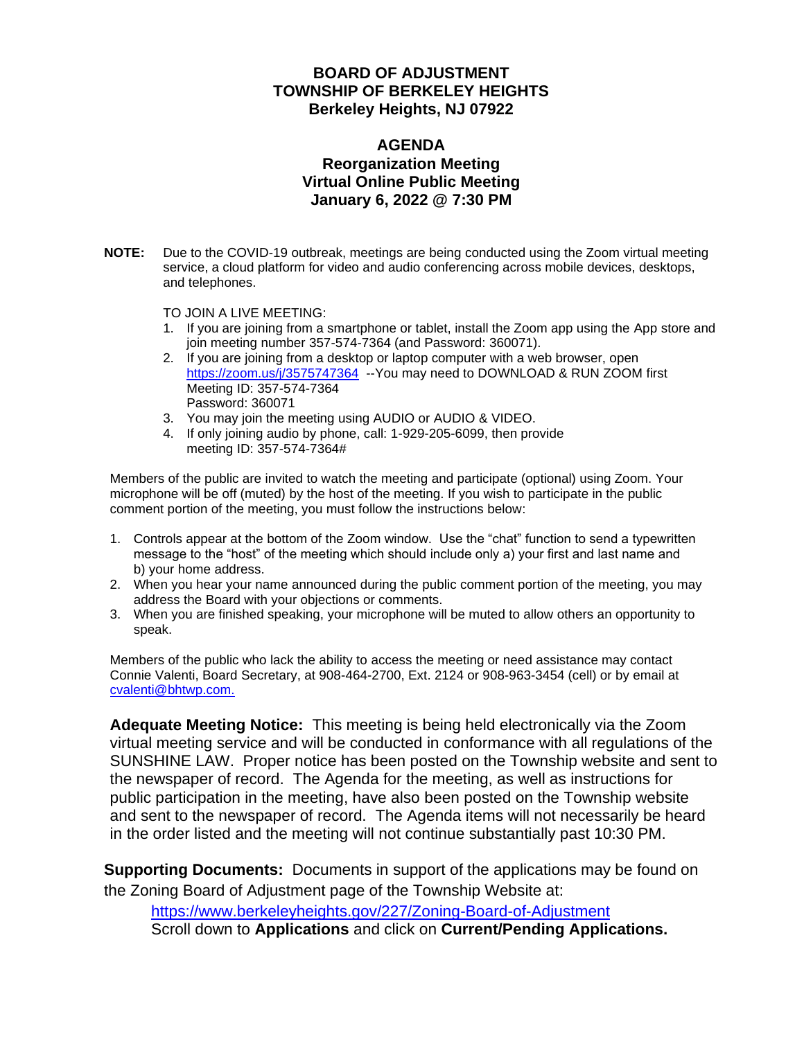# BOARD OF ADJUSTMENT
# TOWNSHIP OF BERKELEY HEIGHTS
# Berkeley Heights, NJ 07922

## AGENDA
## Reorganization Meeting
## Virtual Online Public Meeting
## January 6, 2022 @ 7:30 PM

**NOTE:** Due to the COVID-19 outbreak, meetings are being conducted using the Zoom virtual meeting service, a cloud platform for video and audio conferencing across mobile devices, desktops, and telephones.

TO JOIN A LIVE MEETING:

1. If you are joining from a smartphone or tablet, install the Zoom app using the App store and join meeting number 357-574-7364 (and Password: 360071).
2. If you are joining from a desktop or laptop computer with a web browser, open https://zoom.us/j/3575747364 --You may need to DOWNLOAD & RUN ZOOM first
   Meeting ID: 357-574-7364
   Password: 360071
3. You may join the meeting using AUDIO or AUDIO & VIDEO.
4. If only joining audio by phone, call: 1-929-205-6099, then provide meeting ID: 357-574-7364#

Members of the public are invited to watch the meeting and participate (optional) using Zoom. Your microphone will be off (muted) by the host of the meeting. If you wish to participate in the public comment portion of the meeting, you must follow the instructions below:

1. Controls appear at the bottom of the Zoom window. Use the "chat" function to send a typewritten message to the "host" of the meeting which should include only a) your first and last name and b) your home address.
2. When you hear your name announced during the public comment portion of the meeting, you may address the Board with your objections or comments.
3. When you are finished speaking, your microphone will be muted to allow others an opportunity to speak.

Members of the public who lack the ability to access the meeting or need assistance may contact Connie Valenti, Board Secretary, at 908-464-2700, Ext. 2124 or 908-963-3454 (cell) or by email at cvalenti@bhtwp.com.

**Adequate Meeting Notice:** This meeting is being held electronically via the Zoom virtual meeting service and will be conducted in conformance with all regulations of the SUNSHINE LAW. Proper notice has been posted on the Township website and sent to the newspaper of record. The Agenda for the meeting, as well as instructions for public participation in the meeting, have also been posted on the Township website and sent to the newspaper of record. The Agenda items will not necessarily be heard in the order listed and the meeting will not continue substantially past 10:30 PM.

**Supporting Documents:** Documents in support of the applications may be found on the Zoning Board of Adjustment page of the Township Website at:

https://www.berkeleyheights.gov/227/Zoning-Board-of-Adjustment
Scroll down to **Applications** and click on **Current/Pending Applications.**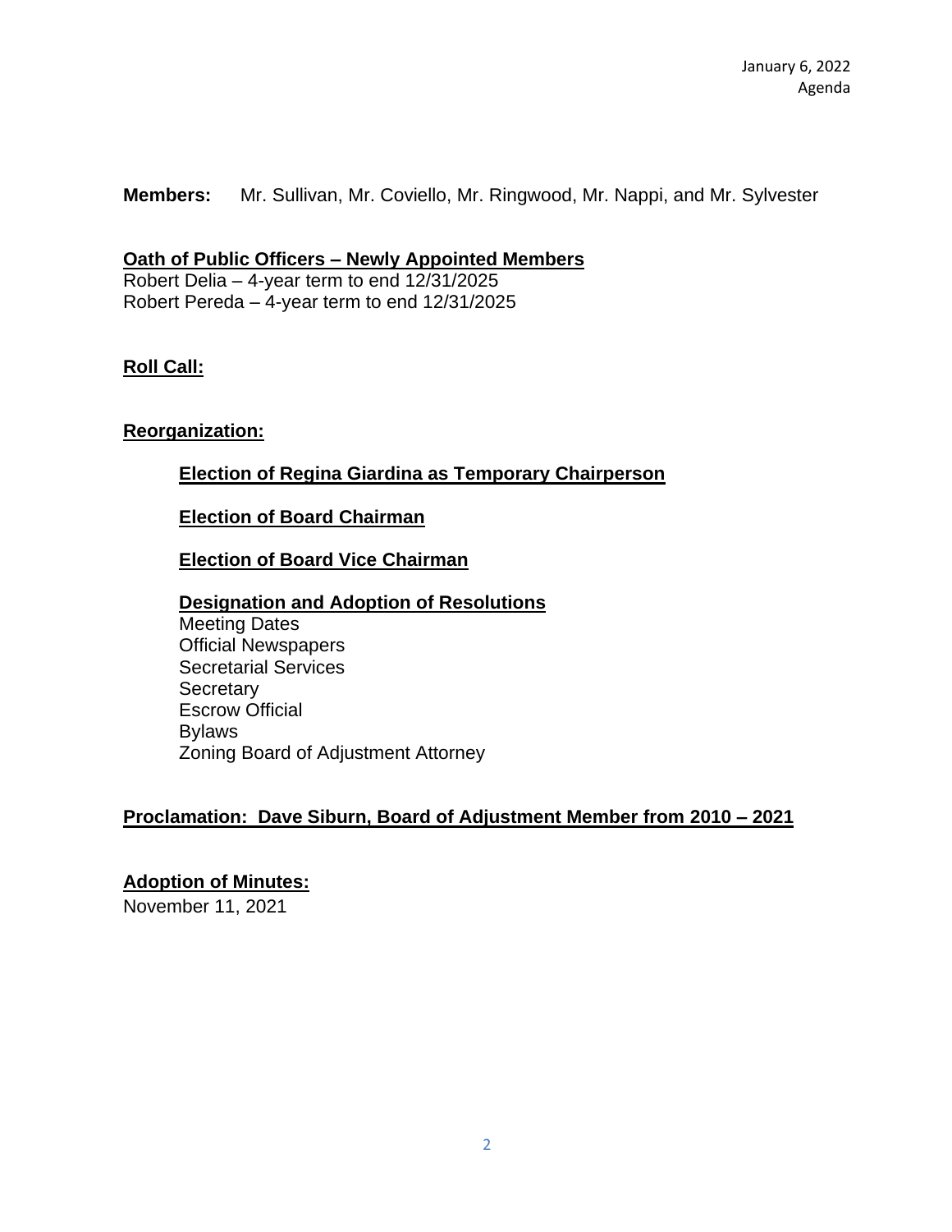January 6, 2022
Agenda

**Members:** Mr. Sullivan, Mr. Coviello, Mr. Ringwood, Mr. Nappi, and Mr. Sylvester

**Oath of Public Officers – Newly Appointed Members**

Robert Delia – 4-year term to end 12/31/2025
Robert Pereda – 4-year term to end 12/31/2025

**Roll Call:**

**Reorganization:**

**Election of Regina Giardina as Temporary Chairperson**

**Election of Board Chairman**

**Election of Board Vice Chairman**

**Designation and Adoption of Resolutions**

Meeting Dates
Official Newspapers
Secretarial Services
Secretary
Escrow Official
Bylaws
Zoning Board of Adjustment Attorney

**Proclamation: Dave Siburn, Board of Adjustment Member from 2010 – 2021**

**Adoption of Minutes:**

November 11, 2021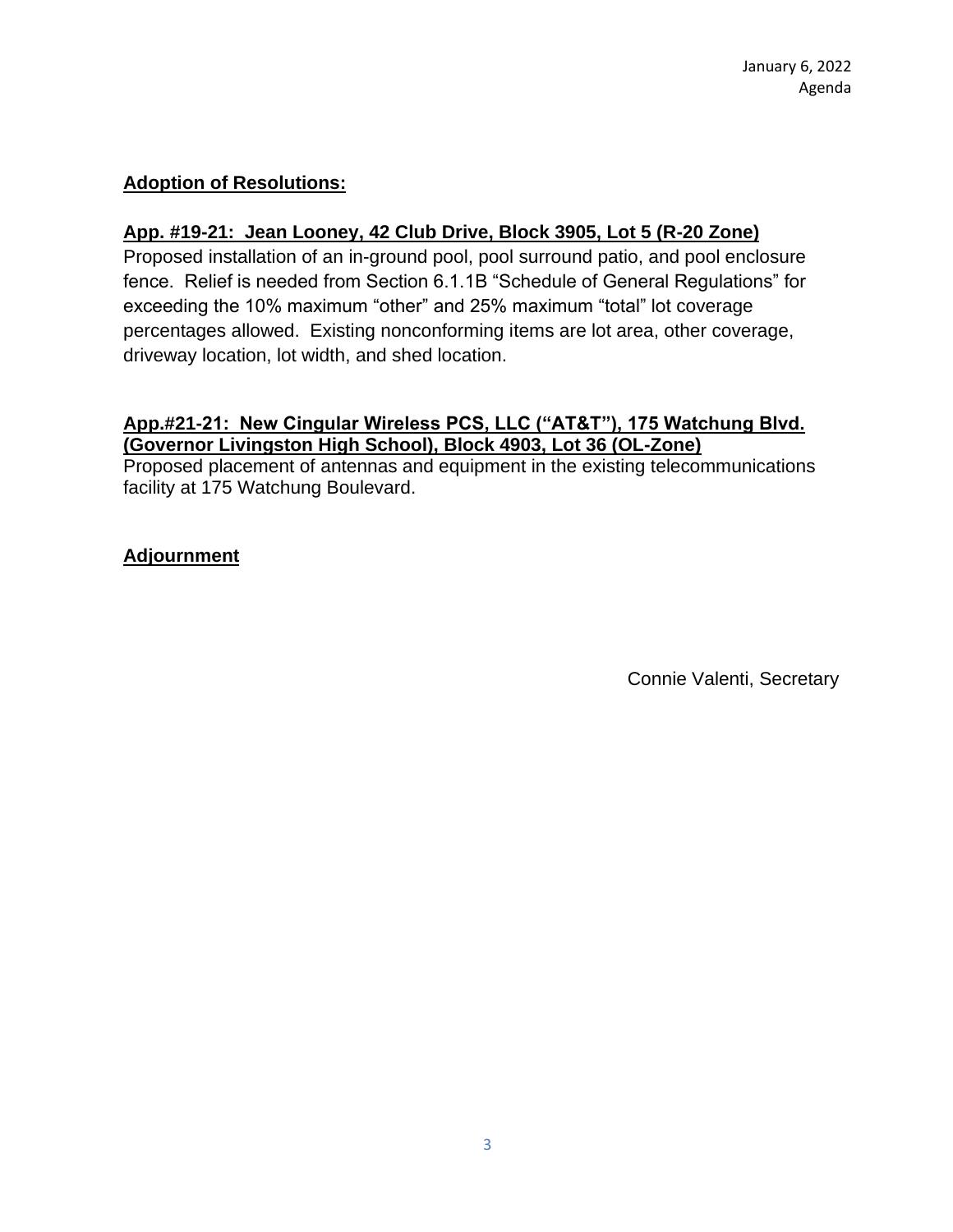January 6, 2022
Agenda

**Adoption of Resolutions:**

**App. #19-21: Jean Looney, 42 Club Drive, Block 3905, Lot 5 (R-20 Zone)**
Proposed installation of an in-ground pool, pool surround patio, and pool enclosure fence. Relief is needed from Section 6.1.1B "Schedule of General Regulations" for exceeding the 10% maximum "other" and 25% maximum "total" lot coverage percentages allowed. Existing nonconforming items are lot area, other coverage, driveway location, lot width, and shed location.

**App.#21-21: New Cingular Wireless PCS, LLC ("AT&T"), 175 Watchung Blvd. (Governor Livingston High School), Block 4903, Lot 36 (OL-Zone)**
Proposed placement of antennas and equipment in the existing telecommunications facility at 175 Watchung Boulevard.

**Adjournment**

Connie Valenti, Secretary